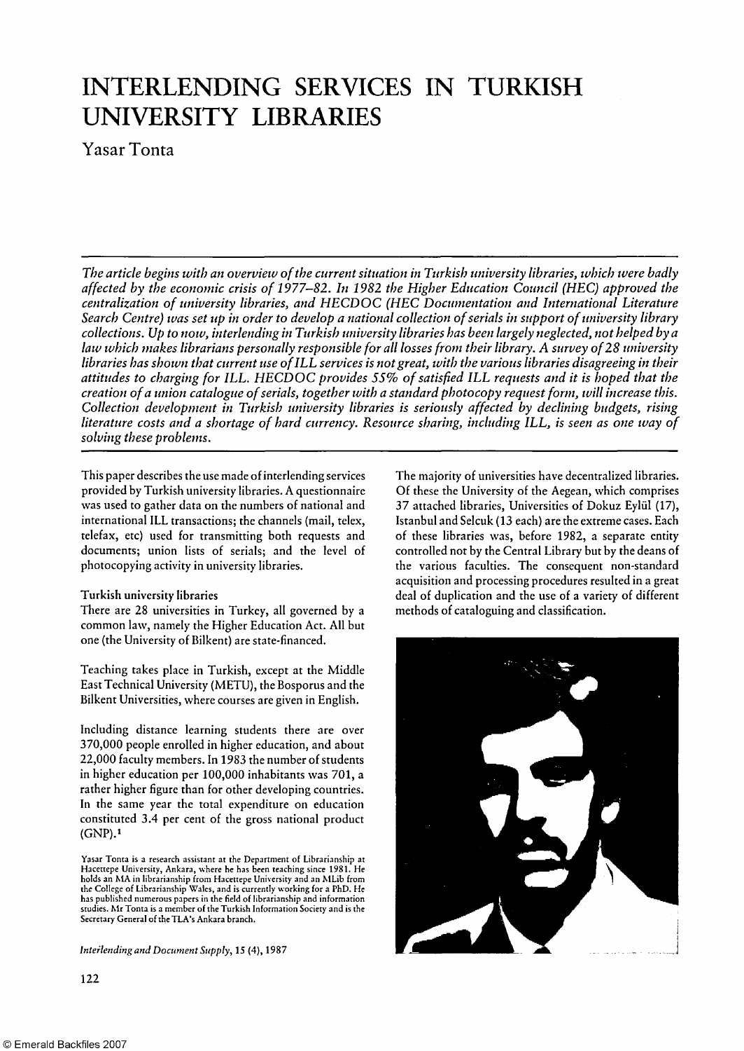# INTERLENDING SERVICES IN TURKISH UNIVERSITY LIBRARIES

Yasar Tonta

*The article begins with an overview of the current situation in Turkish university libraries, which were badly affected by the economic crisis of 1977–82. In 1982 the Higher Education Council (HEC) approved the centralization of university libraries, and HECDOC (HEC Documentation and International Literature Search Centre) was set up in order to develop a national collection of serials in support of university library collections. Up to now, interlending in Turkish university libraries has been largely neglected, not helped by a law which makes librarians personally responsible for all losses from their library. A survey of 28 university libraries has shown that current use of ILL services is not great, with the various libraries disagreeing in their attitudes to charging for ILL. HECDOC provides 55% of satisfied ILL requests and it is hoped that the creation of a union catalogue of serials, together with a standard photocopy request form, will increase this. Collection development in Turkish university libraries is seriously affected by declining budgets, rising literature costs and a shortage of hard currency. Resource sharing, including ILL, is seen as one way of solving these problems.*

This paper describes the use made of interlending services provided by Turkish university libraries. A questionnaire was used to gather data on the numbers of national and international ILL transactions; the channels (mail, telex, telefax, etc) used for transmitting both requests and documents; union lists of serials; and the level of photocopying activity in university libraries.

## Turkish university libraries

There are 28 universities in Turkey, all governed by a common law, namely the Higher Education Act. All but one (the University of Bilkent) are state-financed.

Teaching takes place in Turkish, except at the Middle East Technical University (METU), the Bosporus and the Bilkent Universities, where courses are given in English.

Including distance learning students there are over 370,000 people enrolled in higher education, and about 22,000 faculty members. In 1983 the number of students in higher education per 100,000 inhabitants was 701, a rather higher figure than for other developing countries. In the same year the total expenditure on education constituted 3.4 per cent of the gross national product (GNP).[1]

Yasar Tonta is a research assistant at the Department of Librarianship at Hacettepe University, Ankara, where he has been teaching since 1981. He holds an MA in librarianship from Hacettepe University and an MLib from the College of Librarianship Wales, and is currently working for a PhD. He has published numerous papers in the field of librarianship and information studies. Mr Tonta is a member of the Turkish Information Society and is the Secretary General of the TLA's Ankara branch.

*Interlending and Document Supply*, 15 (4), 1987

The majority of universities have decentralized libraries. Of these the University of the Aegean, which comprises 37 attached libraries, Universities of Dokuz Eylül (17), Istanbul and Selcuk (13 each) are the extreme cases. Each of these libraries was, before 1982, a separate entity controlled not by the Central Library but by the deans of the various faculties. The consequent non-standard acquisition and processing procedures resulted in a great deal of duplication and the use of a variety of different methods of cataloguing and classification.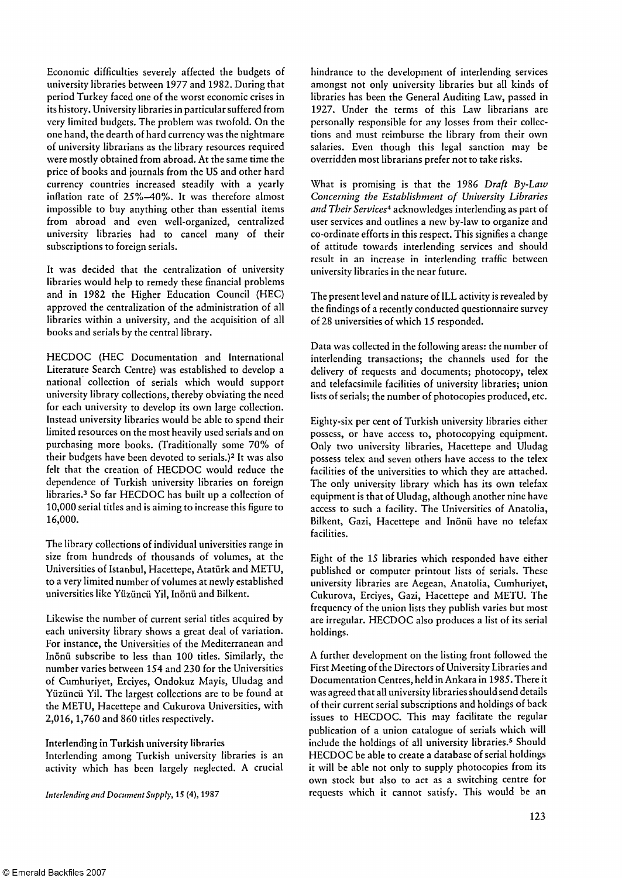Economic difficulties severely affected the budgets of university libraries between 1977 and 1982. During that period Turkey faced one of the worst economic crises in its history. University libraries in particular suffered from very limited budgets. The problem was twofold. On the one hand, the dearth of hard currency was the nightmare of university librarians as the library resources required were mostly obtained from abroad. At the same time the price of books and journals from the US and other hard currency countries increased steadily with a yearly inflation rate of 25%–40%. It was therefore almost impossible to buy anything other than essential items from abroad and even well-organized, centralized university libraries had to cancel many of their subscriptions to foreign serials.

It was decided that the centralization of university libraries would help to remedy these financial problems and in 1982 the Higher Education Council (HEC) approved the centralization of the administration of all libraries within a university, and the acquisition of all books and serials by the central library.

HECDOC (HEC Documentation and International Literature Search Centre) was established to develop a national collection of serials which would support university library collections, thereby obviating the need for each university to develop its own large collection. Instead university libraries would be able to spend their limited resources on the most heavily used serials and on purchasing more books. (Traditionally some 70% of their budgets have been devoted to serials.)[2] It was also felt that the creation of HECDOC would reduce the dependence of Turkish university libraries on foreign libraries.[3] So far HECDOC has built up a collection of 10,000 serial titles and is aiming to increase this figure to 16,000.

The library collections of individual universities range in size from hundreds of thousands of volumes, at the Universities of Istanbul, Hacettepe, Atatürk and METU, to a very limited number of volumes at newly established universities like Yüzüncü Yil, Inönü and Bilkent.

Likewise the number of current serial titles acquired by each university library shows a great deal of variation. For instance, the Universities of the Mediterranean and Inönü subscribe to less than 100 titles. Similarly, the number varies between 154 and 230 for the Universities of Cumhuriyet, Erciyes, Ondokuz Mayis, Uludag and Yüzüncü Yil. The largest collections are to be found at the METU, Hacettepe and Cukurova Universities, with 2,016, 1,760 and 860 titles respectively.

## Interlending in Turkish university libraries

Interlending among Turkish university libraries is an activity which has been largely neglected. A crucial hindrance to the development of interlending services amongst not only university libraries but all kinds of libraries has been the General Auditing Law, passed in 1927. Under the terms of this Law librarians are personally responsible for any losses from their collections and must reimburse the library from their own salaries. Even though this legal sanction may be overridden most librarians prefer not to take risks.

What is promising is that the 1986 *Draft By-Law Concerning the Establishment of University Libraries and Their Services*[4] acknowledges interlending as part of user services and outlines a new by-law to organize and co-ordinate efforts in this respect. This signifies a change of attitude towards interlending services and should result in an increase in interlending traffic between university libraries in the near future.

The present level and nature of ILL activity is revealed by the findings of a recently conducted questionnaire survey of 28 universities of which 15 responded.

Data was collected in the following areas: the number of interlending transactions; the channels used for the delivery of requests and documents; photocopy, telex and telefacsimile facilities of university libraries; union lists of serials; the number of photocopies produced, etc.

Eighty-six per cent of Turkish university libraries either possess, or have access to, photocopying equipment. Only two university libraries, Hacettepe and Uludag possess telex and seven others have access to the telex facilities of the universities to which they are attached. The only university library which has its own telefax equipment is that of Uludag, although another nine have access to such a facility. The Universities of Anatolia, Bilkent, Gazi, Hacettepe and Inönü have no telefax facilities.

Eight of the 15 libraries which responded have either published or computer printout lists of serials. These university libraries are Aegean, Anatolia, Cumhuriyet, Cukurova, Erciyes, Gazi, Hacettepe and METU. The frequency of the union lists they publish varies but most are irregular. HECDOC also produces a list of its serial holdings.

A further development on the listing front followed the First Meeting of the Directors of University Libraries and Documentation Centres, held in Ankara in 1985. There it was agreed that all university libraries should send details of their current serial subscriptions and holdings of back issues to HECDOC. This may facilitate the regular publication of a union catalogue of serials which will include the holdings of all university libraries.[5] Should HECDOC be able to create a database of serial holdings it will be able not only to supply photocopies from its own stock but also to act as a switching centre for requests which it cannot satisfy. This would be an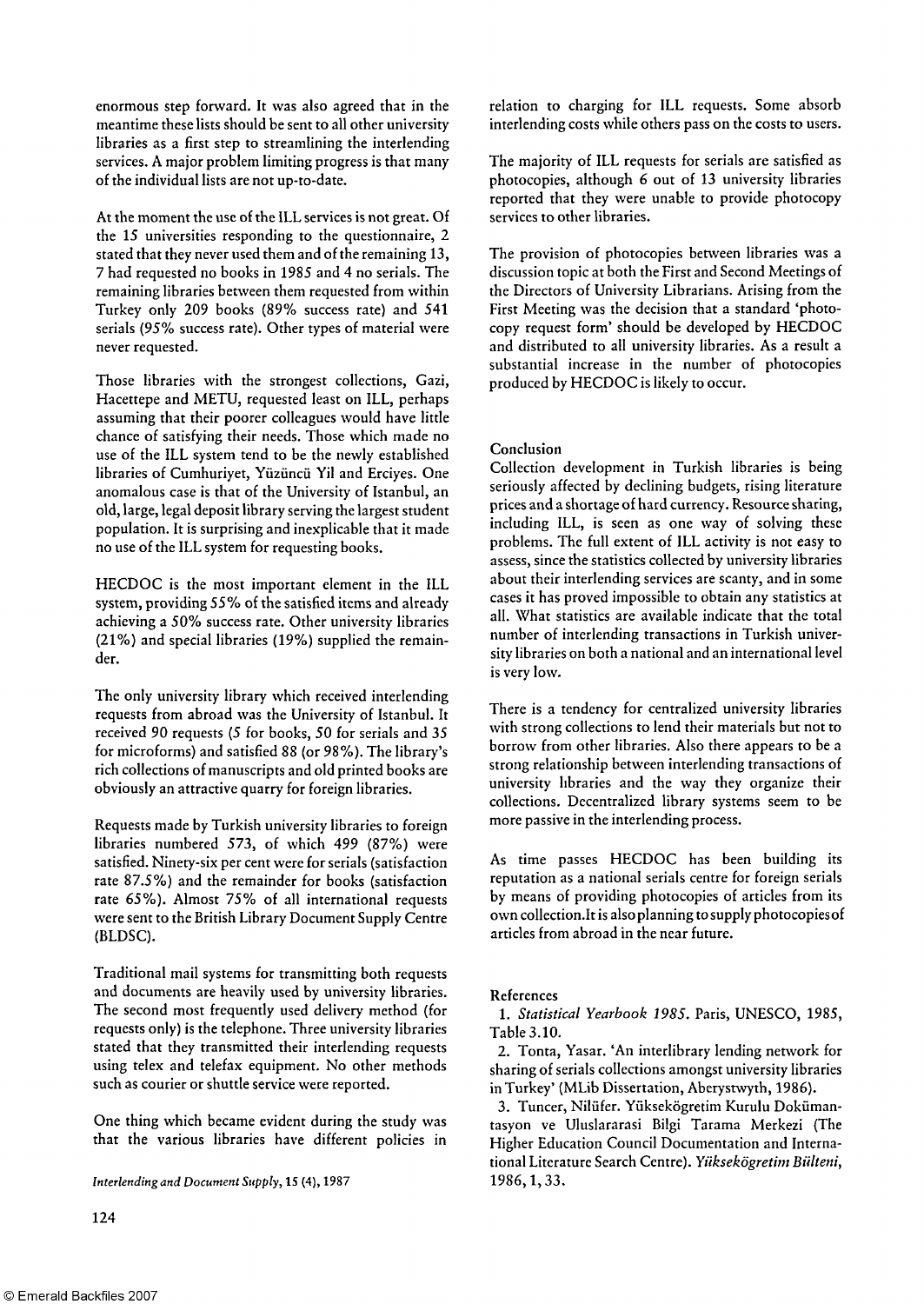enormous step forward. It was also agreed that in the meantime these lists should be sent to all other university libraries as a first step to streamlining the interlending services. A major problem limiting progress is that many of the individual lists are not up-to-date.

At the moment the use of the ILL services is not great. Of the 15 universities responding to the questionnaire, 2 stated that they never used them and of the remaining 13, 7 had requested no books in 1985 and 4 no serials. The remaining libraries between them requested from within Turkey only 209 books (89% success rate) and 541 serials (95% success rate). Other types of material were never requested.

Those libraries with the strongest collections, Gazi, Hacettepe and METU, requested least on ILL, perhaps assuming that their poorer colleagues would have little chance of satisfying their needs. Those which made no use of the ILL system tend to be the newly established libraries of Cumhuriyet, Yüzüncü Yil and Erciyes. One anomalous case is that of the University of Istanbul, an old, large, legal deposit library serving the largest student population. It is surprising and inexplicable that it made no use of the ILL system for requesting books.

HECDOC is the most important element in the ILL system, providing 55% of the satisfied items and already achieving a 50% success rate. Other university libraries (21%) and special libraries (19%) supplied the remainder.

The only university library which received interlending requests from abroad was the University of Istanbul. It received 90 requests (5 for books, 50 for serials and 35 for microforms) and satisfied 88 (or 98%). The library's rich collections of manuscripts and old printed books are obviously an attractive quarry for foreign libraries.

Requests made by Turkish university libraries to foreign libraries numbered 573, of which 499 (87%) were satisfied. Ninety-six per cent were for serials (satisfaction rate 87.5%) and the remainder for books (satisfaction rate 65%). Almost 75% of all international requests were sent to the British Library Document Supply Centre (BLDSC).

Traditional mail systems for transmitting both requests and documents are heavily used by university libraries. The second most frequently used delivery method (for requests only) is the telephone. Three university libraries stated that they transmitted their interlending requests using telex and telefax equipment. No other methods such as courier or shuttle service were reported.

One thing which became evident during the study was that the various libraries have different policies in relation to charging for ILL requests. Some absorb interlending costs while others pass on the costs to users.

The majority of ILL requests for serials are satisfied as photocopies, although 6 out of 13 university libraries reported that they were unable to provide photocopy services to other libraries.

The provision of photocopies between libraries was a discussion topic at both the First and Second Meetings of the Directors of University Librarians. Arising from the First Meeting was the decision that a standard 'photocopy request form' should be developed by HECDOC and distributed to all university libraries. As a result a substantial increase in the number of photocopies produced by HECDOC is likely to occur.

## Conclusion

Collection development in Turkish libraries is being seriously affected by declining budgets, rising literature prices and a shortage of hard currency. Resource sharing, including ILL, is seen as one way of solving these problems. The full extent of ILL activity is not easy to assess, since the statistics collected by university libraries about their interlending services are scanty, and in some cases it has proved impossible to obtain any statistics at all. What statistics are available indicate that the total number of interlending transactions in Turkish university libraries on both a national and an international level is very low.

There is a tendency for centralized university libraries with strong collections to lend their materials but not to borrow from other libraries. Also there appears to be a strong relationship between interlending transactions of university libraries and the way they organize their collections. Decentralized library systems seem to be more passive in the interlending process.

As time passes HECDOC has been building its reputation as a national serials centre for foreign serials by means of providing photocopies of articles from its own collection. It is also planning to supply photocopies of articles from abroad in the near future.

## References

1. *Statistical Yearbook 1985*. Paris, UNESCO, 1985, Table 3.10.
2. Tonta, Yasar. 'An interlibrary lending network for sharing of serials collections amongst university libraries in Turkey' (MLib Dissertation, Aberystwyth, 1986).
3. Tuncer, Nilüfer. Yükseköğretim Kurulu Dokümantasyon ve Uluslararasi Bilgi Tarama Merkezi (The Higher Education Council Documentation and International Literature Search Centre). *Yükseköğretim Bülteni*, 1986, 1, 33.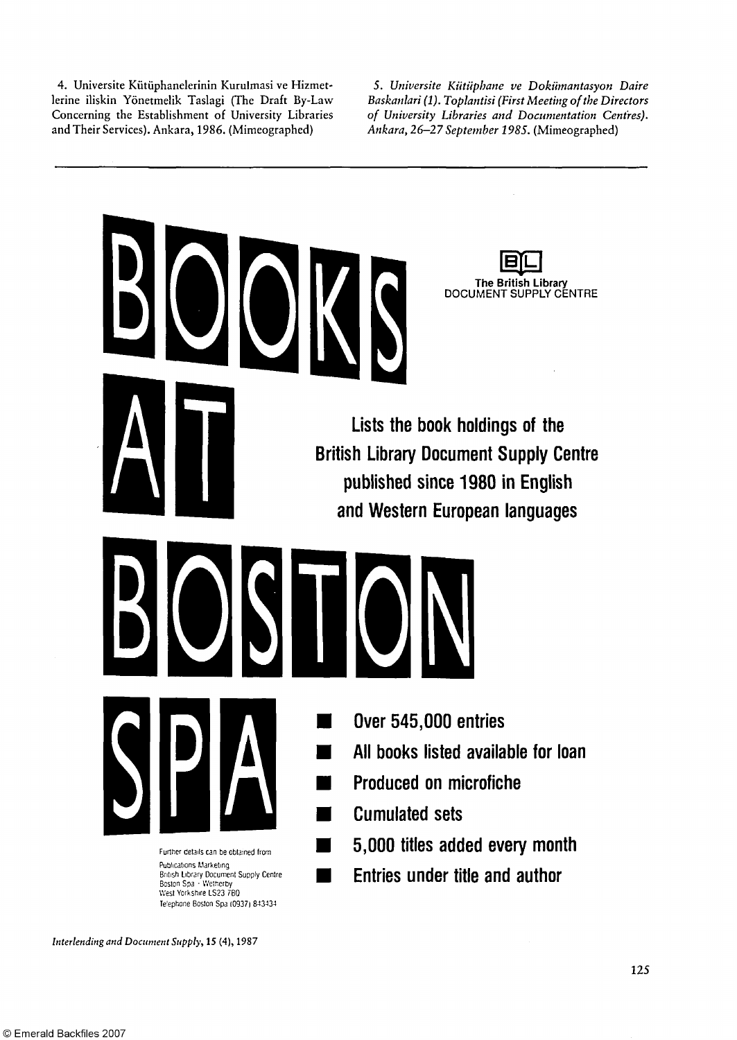4. Universite Kütüphanelerinin Kurulmasi ve Hizmetlerine iliskin Yönetmelik Taslagi (The Draft By-Law Concerning the Establishment of University Libraries and Their Services). Ankara, 1986. (Mimeographed)

5. *Universite Kütüphane ve Dokümantasyon Daire Baskanlari (1). Toplantisi (First Meeting of the Directors of University Libraries and Documentation Centres). Ankara, 26–27 September 1985.* (Mimeographed)

---

# BOOKS AT BOSTON SPA

The British Library
DOCUMENT SUPPLY CENTRE

**Lists the book holdings of the British Library Document Supply Centre published since 1980 in English and Western European languages**

- **Over 545,000 entries**
- **All books listed available for loan**
- **Produced on microfiche**
- **Cumulated sets**
- **5,000 titles added every month**
- **Entries under title and author**

Further details can be obtained from
Publications Marketing
British Library Document Supply Centre
Boston Spa · Wetherby
West Yorkshire LS23 7BQ
Telephone Boston Spa (0937) 843434

*Interlending and Document Supply*, **15** (4), 1987